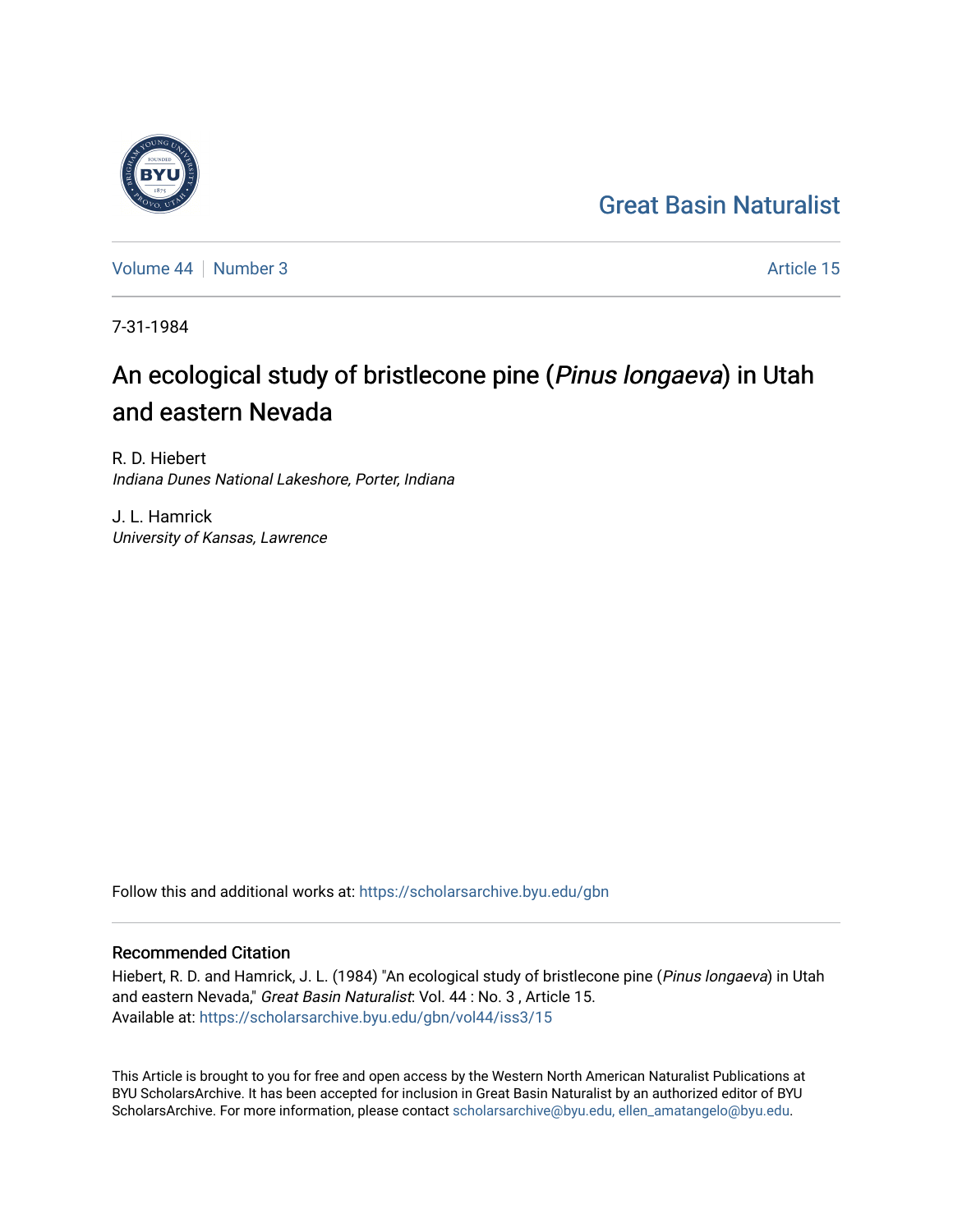Great Basin Naturalist

Volume 44 | Number 3

Article 15

7-31-1984

# An ecological study of bristlecone pine (*Pinus longaeva*) in Utah and eastern Nevada

R. D. Hiebert
*Indiana Dunes National Lakeshore, Porter, Indiana*

J. L. Hamrick
*University of Kansas, Lawrence*

Follow this and additional works at: https://scholarsarchive.byu.edu/gbn

## Recommended Citation

Hiebert, R. D. and Hamrick, J. L. (1984) "An ecological study of bristlecone pine (*Pinus longaeva*) in Utah and eastern Nevada," *Great Basin Naturalist*: Vol. 44 : No. 3 , Article 15.
Available at: https://scholarsarchive.byu.edu/gbn/vol44/iss3/15

This Article is brought to you for free and open access by the Western North American Naturalist Publications at BYU ScholarsArchive. It has been accepted for inclusion in Great Basin Naturalist by an authorized editor of BYU ScholarsArchive. For more information, please contact scholarsarchive@byu.edu, ellen_amatangelo@byu.edu.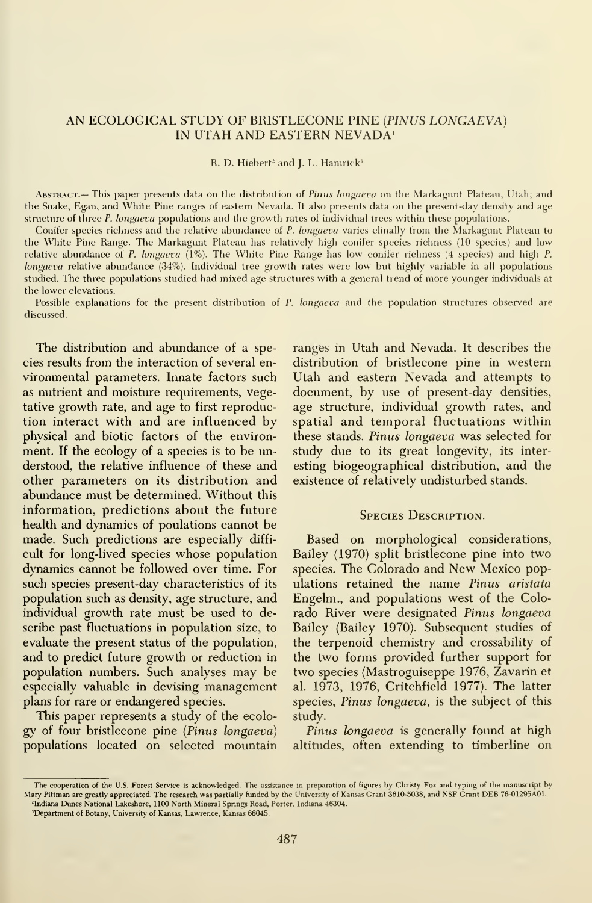# AN ECOLOGICAL STUDY OF BRISTLECONE PINE (*PINUS LONGAEVA*) IN UTAH AND EASTERN NEVADA[1]

R. D. Hiebert[2] and J. L. Hamrick[3]

Abstract.— This paper presents data on the distribution of *Pinus longaeva* on the Markagunt Plateau, Utah; and the Snake, Egan, and White Pine ranges of eastern Nevada. It also presents data on the present-day density and age structure of three *P. longaeva* populations and the growth rates of individual trees within these populations.

Conifer species richness and the relative abundance of *P. longaeva* varies clinally from the Markagunt Plateau to the White Pine Range. The Markagunt Plateau has relatively high conifer species richness (10 species) and low relative abundance of *P. longaeva* (1%). The White Pine Range has low conifer richness (4 species) and high *P. longaeva* relative abundance (34%). Individual tree growth rates were low but highly variable in all populations studied. The three populations studied had mixed age structures with a general trend of more younger individuals at the lower elevations.

Possible explanations for the present distribution of *P. longaeva* and the population structures observed are discussed.

The distribution and abundance of a species results from the interaction of several environmental parameters. Innate factors such as nutrient and moisture requirements, vegetative growth rate, and age to first reproduction interact with and are influenced by physical and biotic factors of the environment. If the ecology of a species is to be understood, the relative influence of these and other parameters on its distribution and abundance must be determined. Without this information, predictions about the future health and dynamics of poulations cannot be made. Such predictions are especially difficult for long-lived species whose population dynamics cannot be followed over time. For such species present-day characteristics of its population such as density, age structure, and individual growth rate must be used to describe past fluctuations in population size, to evaluate the present status of the population, and to predict future growth or reduction in population numbers. Such analyses may be especially valuable in devising management plans for rare or endangered species.

This paper represents a study of the ecology of four bristlecone pine (*Pinus longaeva*) populations located on selected mountain ranges in Utah and Nevada. It describes the distribution of bristlecone pine in western Utah and eastern Nevada and attempts to document, by use of present-day densities, age structure, individual growth rates, and spatial and temporal fluctuations within these stands. *Pinus longaeva* was selected for study due to its great longevity, its interesting biogeographical distribution, and the existence of relatively undisturbed stands.

## Species Description.

Based on morphological considerations, Bailey (1970) split bristlecone pine into two species. The Colorado and New Mexico populations retained the name *Pinus aristata* Engelm., and populations west of the Colorado River were designated *Pinus longaeva* Bailey (Bailey 1970). Subsequent studies of the terpenoid chemistry and crossability of the two forms provided further support for two species (Mastroguiseppe 1976, Zavarin et al. 1973, 1976, Critchfield 1977). The latter species, *Pinus longaeva*, is the subject of this study.

*Pinus longaeva* is generally found at high altitudes, often extending to timberline on

---

[1]The cooperation of the U.S. Forest Service is acknowledged. The assistance in preparation of figures by Christy Fox and typing of the manuscript by Mary Pittman are greatly appreciated. The research was partially funded by the University of Kansas Grant 3610-5038, and NSF Grant DEB 76-01295A01.

[2]Indiana Dunes National Lakeshore, 1100 North Mineral Springs Road, Porter, Indiana 46304.

[3]Department of Botany, University of Kansas, Lawrence, Kansas 66045.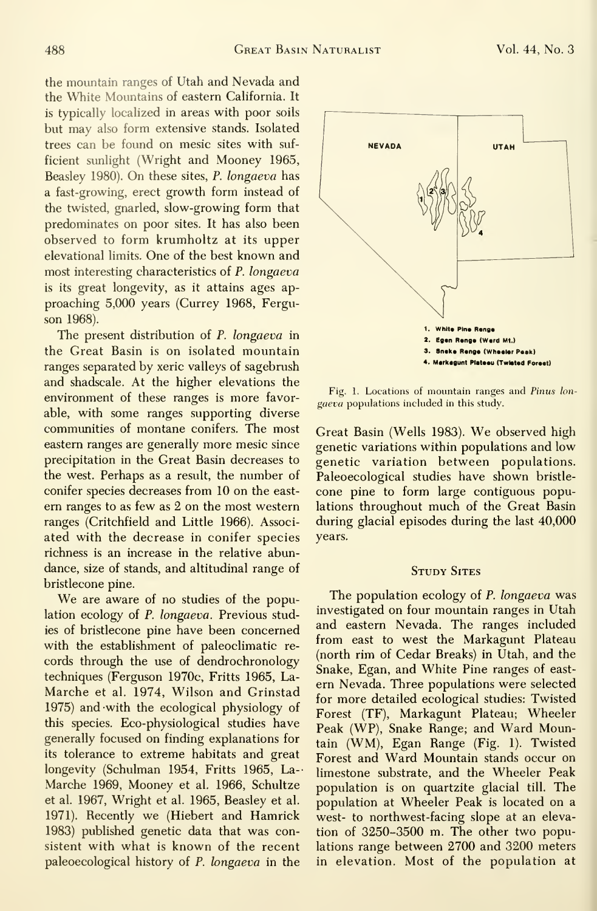the mountain ranges of Utah and Nevada and the White Mountains of eastern California. It is typically localized in areas with poor soils but may also form extensive stands. Isolated trees can be found on mesic sites with sufficient sunlight (Wright and Mooney 1965, Beasley 1980). On these sites, *P. longaeva* has a fast-growing, erect growth form instead of the twisted, gnarled, slow-growing form that predominates on poor sites. It has also been observed to form krumholtz at its upper elevational limits. One of the best known and most interesting characteristics of *P. longaeva* is its great longevity, as it attains ages approaching 5,000 years (Currey 1968, Ferguson 1968).

The present distribution of *P. longaeva* in the Great Basin is on isolated mountain ranges separated by xeric valleys of sagebrush and shadscale. At the higher elevations the environment of these ranges is more favorable, with some ranges supporting diverse communities of montane conifers. The most eastern ranges are generally more mesic since precipitation in the Great Basin decreases to the west. Perhaps as a result, the number of conifer species decreases from 10 on the eastern ranges to as few as 2 on the most western ranges (Critchfield and Little 1966). Associated with the decrease in conifer species richness is an increase in the relative abundance, size of stands, and altitudinal range of bristlecone pine.

We are aware of no studies of the population ecology of *P. longaeva*. Previous studies of bristlecone pine have been concerned with the establishment of paleoclimatic records through the use of dendrochronology techniques (Ferguson 1970c, Fritts 1965, LaMarche et al. 1974, Wilson and Grinstad 1975) and with the ecological physiology of this species. Eco-physiological studies have generally focused on finding explanations for its tolerance to extreme habitats and great longevity (Schulman 1954, Fritts 1965, LaMarche 1969, Mooney et al. 1966, Schultze et al. 1967, Wright et al. 1965, Beasley et al. 1971). Recently we (Hiebert and Hamrick 1983) published genetic data that was consistent with what is known of the recent paleoecological history of *P. longaeva* in the Great Basin (Wells 1983). We observed high genetic variations within populations and low genetic variation between populations. Paleoecological studies have shown bristlecone pine to form large contiguous populations throughout much of the Great Basin during glacial episodes during the last 40,000 years.

NEVADA UTAH

1. White Pine Range
2. Egan Range (Ward Mt.)
3. Snake Range (Wheeler Peak)
4. Markagunt Plateau (Twisted Forest)

Fig. 1. Locations of mountain ranges and *Pinus longaeva* populations included in this study.

## Study Sites

The population ecology of *P. longaeva* was investigated on four mountain ranges in Utah and eastern Nevada. The ranges included from east to west the Markagunt Plateau (north rim of Cedar Breaks) in Utah, and the Snake, Egan, and White Pine ranges of eastern Nevada. Three populations were selected for more detailed ecological studies: Twisted Forest (TF), Markagunt Plateau; Wheeler Peak (WP), Snake Range; and Ward Mountain (WM), Egan Range (Fig. 1). Twisted Forest and Ward Mountain stands occur on limestone substrate, and the Wheeler Peak population is on quartzite glacial till. The population at Wheeler Peak is located on a west- to northwest-facing slope at an elevation of 3250–3500 m. The other two populations range between 2700 and 3200 meters in elevation. Most of the population at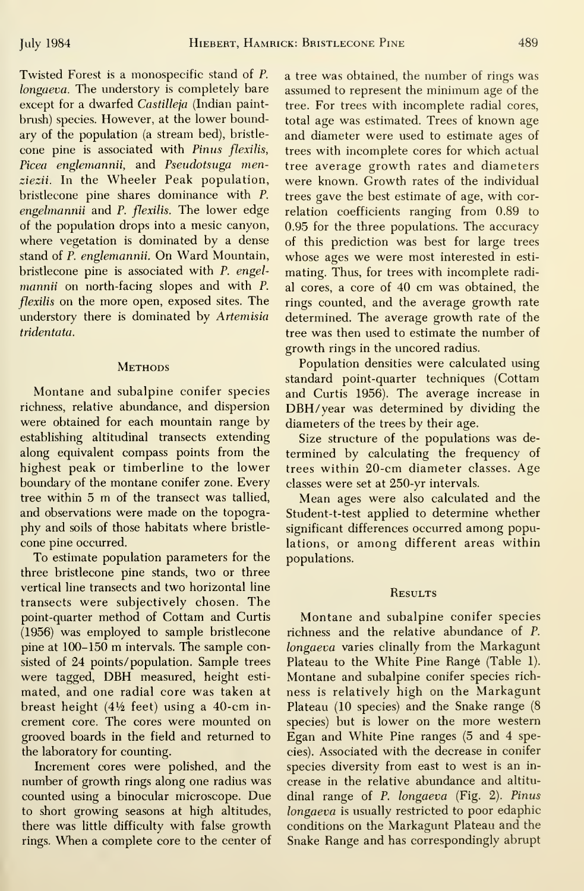Twisted Forest is a monospecific stand of *P. longaeva*. The understory is completely bare except for a dwarfed *Castilleja* (Indian paintbrush) species. However, at the lower boundary of the population (a stream bed), bristlecone pine is associated with *Pinus flexilis*, *Picea englemannii*, and *Pseudotsuga menziezii*. In the Wheeler Peak population, bristlecone pine shares dominance with *P. engelmannii* and *P. flexilis*. The lower edge of the population drops into a mesic canyon, where vegetation is dominated by a dense stand of *P. englemannii*. On Ward Mountain, bristlecone pine is associated with *P. engelmannii* on north-facing slopes and with *P. flexilis* on the more open, exposed sites. The understory there is dominated by *Artemisia tridentata*.

## Methods

Montane and subalpine conifer species richness, relative abundance, and dispersion were obtained for each mountain range by establishing altitudinal transects extending along equivalent compass points from the highest peak or timberline to the lower boundary of the montane conifer zone. Every tree within 5 m of the transect was tallied, and observations were made on the topography and soils of those habitats where bristlecone pine occurred.

To estimate population parameters for the three bristlecone pine stands, two or three vertical line transects and two horizontal line transects were subjectively chosen. The point-quarter method of Cottam and Curtis (1956) was employed to sample bristlecone pine at 100–150 m intervals. The sample consisted of 24 points/population. Sample trees were tagged, DBH measured, height estimated, and one radial core was taken at breast height (4½ feet) using a 40-cm increment core. The cores were mounted on grooved boards in the field and returned to the laboratory for counting.

Increment cores were polished, and the number of growth rings along one radius was counted using a binocular microscope. Due to short growing seasons at high altitudes, there was little difficulty with false growth rings. When a complete core to the center of a tree was obtained, the number of rings was assumed to represent the minimum age of the tree. For trees with incomplete radial cores, total age was estimated. Trees of known age and diameter were used to estimate ages of trees with incomplete cores for which actual tree average growth rates and diameters were known. Growth rates of the individual trees gave the best estimate of age, with correlation coefficients ranging from 0.89 to 0.95 for the three populations. The accuracy of this prediction was best for large trees whose ages we were most interested in estimating. Thus, for trees with incomplete radial cores, a core of 40 cm was obtained, the rings counted, and the average growth rate determined. The average growth rate of the tree was then used to estimate the number of growth rings in the uncored radius.

Population densities were calculated using standard point-quarter techniques (Cottam and Curtis 1956). The average increase in DBH/year was determined by dividing the diameters of the trees by their age.

Size structure of the populations was determined by calculating the frequency of trees within 20-cm diameter classes. Age classes were set at 250-yr intervals.

Mean ages were also calculated and the Student-t-test applied to determine whether significant differences occurred among populations, or among different areas within populations.

## Results

Montane and subalpine conifer species richness and the relative abundance of *P. longaeva* varies clinally from the Markagunt Plateau to the White Pine Range (Table 1). Montane and subalpine conifer species richness is relatively high on the Markagunt Plateau (10 species) and the Snake range (8 species) but is lower on the more western Egan and White Pine ranges (5 and 4 species). Associated with the decrease in conifer species diversity from east to west is an increase in the relative abundance and altitudinal range of *P. longaeva* (Fig. 2). *Pinus longaeva* is usually restricted to poor edaphic conditions on the Markagunt Plateau and the Snake Range and has correspondingly abrupt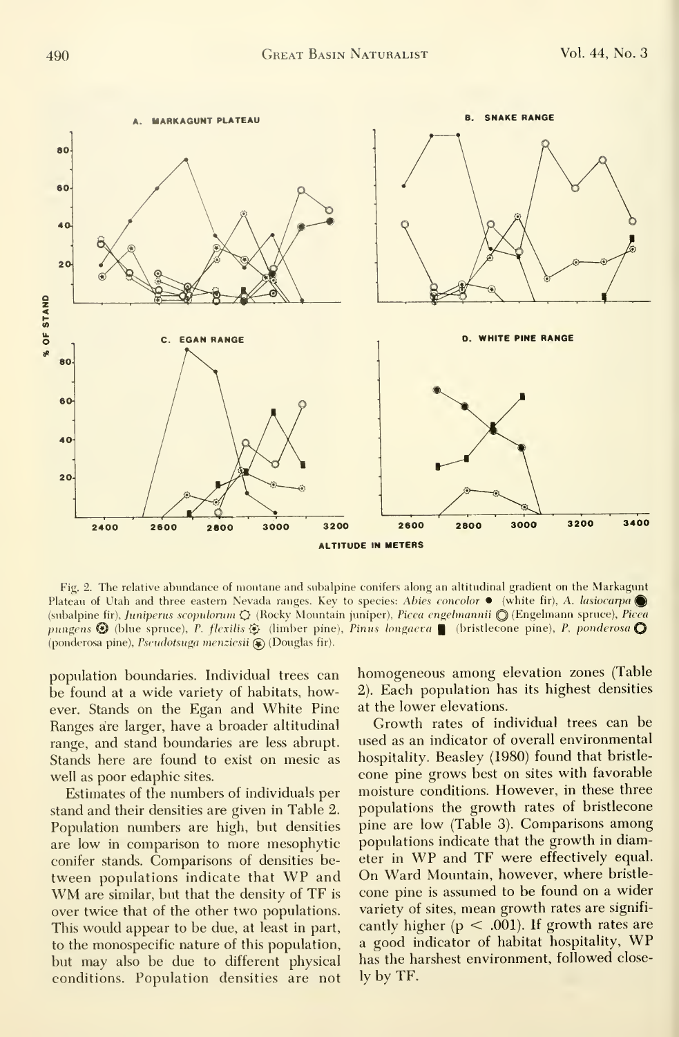Fig. 2. The relative abundance of montane and subalpine conifers along an altitudinal gradient on the Markagunt Plateau of Utah and three eastern Nevada ranges. Key to species: *Abies concolor* ● (white fir), *A. lasiocarpa* (subalpine fir), *Juniperus scopulorum* (Rocky Mountain juniper), *Picea engelmannii* (Engelmann spruce), *Picea pungens* (blue spruce), *P. flexilis* (limber pine), *Pinus longaeva* ■ (bristlecone pine), *P. ponderosa* (ponderosa pine), *Pseudotsuga menziesii* (Douglas fir).

population boundaries. Individual trees can be found at a wide variety of habitats, however. Stands on the Egan and White Pine Ranges are larger, have a broader altitudinal range, and stand boundaries are less abrupt. Stands here are found to exist on mesic as well as poor edaphic sites.

Estimates of the numbers of individuals per stand and their densities are given in Table 2. Population numbers are high, but densities are low in comparison to more mesophytic conifer stands. Comparisons of densities between populations indicate that WP and WM are similar, but that the density of TF is over twice that of the other two populations. This would appear to be due, at least in part, to the monospecific nature of this population, but may also be due to different physical conditions. Population densities are not homogeneous among elevation zones (Table 2). Each population has its highest densities at the lower elevations.

Growth rates of individual trees can be used as an indicator of overall environmental hospitality. Beasley (1980) found that bristlecone pine grows best on sites with favorable moisture conditions. However, in these three populations the growth rates of bristlecone pine are low (Table 3). Comparisons among populations indicate that the growth in diameter in WP and TF were effectively equal. On Ward Mountain, however, where bristlecone pine is assumed to be found on a wider variety of sites, mean growth rates are significantly higher ($p < .001$). If growth rates are a good indicator of habitat hospitality, WP has the harshest environment, followed closely by TF.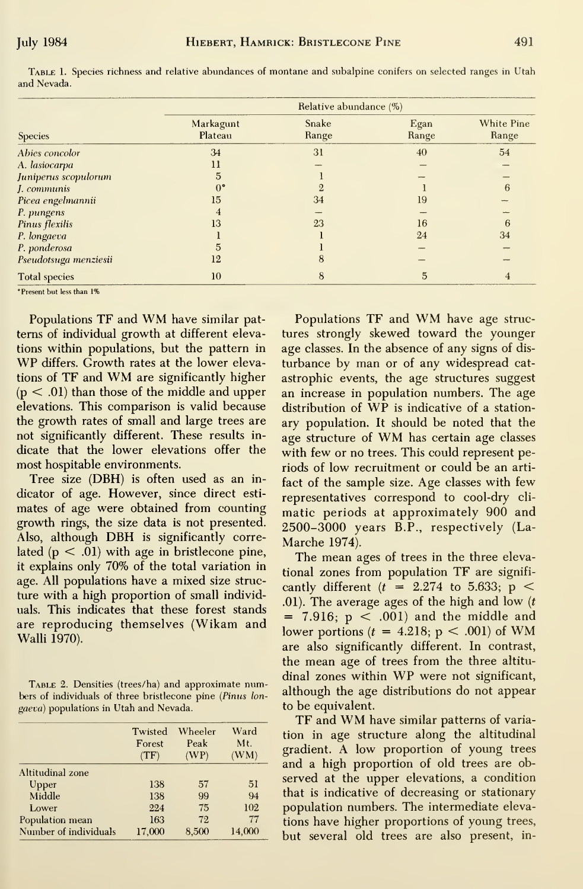Table 1. Species richness and relative abundances of montane and subalpine conifers on selected ranges in Utah and Nevada.

| Species | Relative abundance (%) | | | |
|---|---|---|---|---|
| | Markagunt Plateau | Snake Range | Egan Range | White Pine Range |
| *Abies concolor* | 34 | 31 | 40 | 54 |
| *A. lasiocarpa* | 11 | — | — | — |
| *Juniperus scopulorum* | 5 | 1 | — | — |
| *J. communis* | 0* | 2 | 1 | 6 |
| *Picea engelmannii* | 15 | 34 | 19 | — |
| *P. pungens* | 4 | — | — | — |
| *Pinus flexilis* | 13 | 23 | 16 | 6 |
| *P. longaeva* | 1 | 1 | 24 | 34 |
| *P. ponderosa* | 5 | 1 | — | — |
| *Pseudotsuga menziesii* | 12 | 8 | — | — |
| Total species | 10 | 8 | 5 | 4 |

*Present but less than 1%

Populations TF and WM have similar patterns of individual growth at different elevations within populations, but the pattern in WP differs. Growth rates at the lower elevations of TF and WM are significantly higher ($p < .01$) than those of the middle and upper elevations. This comparison is valid because the growth rates of small and large trees are not significantly different. These results indicate that the lower elevations offer the most hospitable environments.

Tree size (DBH) is often used as an indicator of age. However, since direct estimates of age were obtained from counting growth rings, the size data is not presented. Also, although DBH is significantly correlated ($p < .01$) with age in bristlecone pine, it explains only 70% of the total variation in age. All populations have a mixed size structure with a high proportion of small individuals. This indicates that these forest stands are reproducing themselves (Wikam and Walli 1970).

Table 2. Densities (trees/ha) and approximate numbers of individuals of three bristlecone pine (*Pinus longaeva*) populations in Utah and Nevada.

| | Twisted Forest (TF) | Wheeler Peak (WP) | Ward Mt. (WM) |
|---|---|---|---|
| Altitudinal zone | | | |
| Upper | 138 | 57 | 51 |
| Middle | 138 | 99 | 94 |
| Lower | 224 | 75 | 102 |
| Population mean | 163 | 72 | 77 |
| Number of individuals | 17,000 | 8,500 | 14,000 |

Populations TF and WM have age structures strongly skewed toward the younger age classes. In the absence of any signs of disturbance by man or of any widespread catastrophic events, the age structures suggest an increase in population numbers. The age distribution of WP is indicative of a stationary population. It should be noted that the age structure of WM has certain age classes with few or no trees. This could represent periods of low recruitment or could be an artifact of the sample size. Age classes with few representatives correspond to cool-dry climatic periods at approximately 900 and 2500–3000 years B.P., respectively (LaMarche 1974).

The mean ages of trees in the three elevational zones from population TF are significantly different ($t = 2.274$ to $5.633$; $p < .01$). The average ages of the high and low ($t = 7.916$; $p < .001$) and the middle and lower portions ($t = 4.218$; $p < .001$) of WM are also significantly different. In contrast, the mean age of trees from the three altitudinal zones within WP were not significant, although the age distributions do not appear to be equivalent.

TF and WM have similar patterns of variation in age structure along the altitudinal gradient. A low proportion of young trees and a high proportion of old trees are observed at the upper elevations, a condition that is indicative of decreasing or stationary population numbers. The intermediate elevations have higher proportions of young trees, but several old trees are also present, in-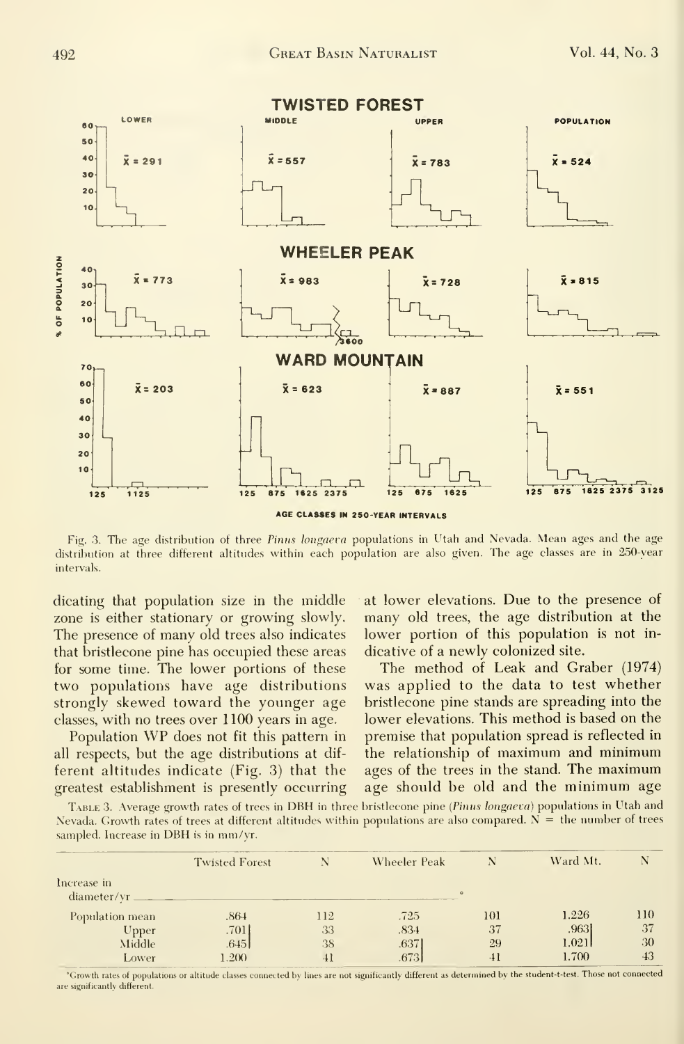Fig. 3. The age distribution of three *Pinus longaeva* populations in Utah and Nevada. Mean ages and the age distribution at three different altitudes within each population are also given. The age classes are in 250-year intervals.

dicating that population size in the middle zone is either stationary or growing slowly. The presence of many old trees also indicates that bristlecone pine has occupied these areas for some time. The lower portions of these two populations have age distributions strongly skewed toward the younger age classes, with no trees over 1100 years in age.

Population WP does not fit this pattern in all respects, but the age distributions at different altitudes indicate (Fig. 3) that the greatest establishment is presently occurring at lower elevations. Due to the presence of many old trees, the age distribution at the lower portion of this population is not indicative of a newly colonized site.

The method of Leak and Graber (1974) was applied to the data to test whether bristlecone pine stands are spreading into the lower elevations. This method is based on the premise that population spread is reflected in the relationship of maximum and minimum ages of the trees in the stand. The maximum age should be old and the minimum age

Table 3. Average growth rates of trees in DBH in three bristlecone pine (*Pinus longaeva*) populations in Utah and Nevada. Growth rates of trees at different altitudes within populations are also compared. N = the number of trees sampled. Increase in DBH is in mm/yr.

| | Twisted Forest | N | Wheeler Peak | N | Ward Mt. | N |
|---|---|---|---|---|---|---|
| Increase in diameter/yr° | | | | | | |
| Population mean | .864 | 112 | .725 | 101 | 1.226 | 110 |
| Upper | .701 | 33 | .834 | 37 | .963 | 37 |
| Middle | .645 | 38 | .637 | 29 | 1.021 | 30 |
| Lower | 1.200 | 41 | .673 | 41 | 1.700 | 43 |

°Growth rates of populations or altitude classes connected by lines are not significantly different as determined by the student-t-test. Those not connected are significantly different.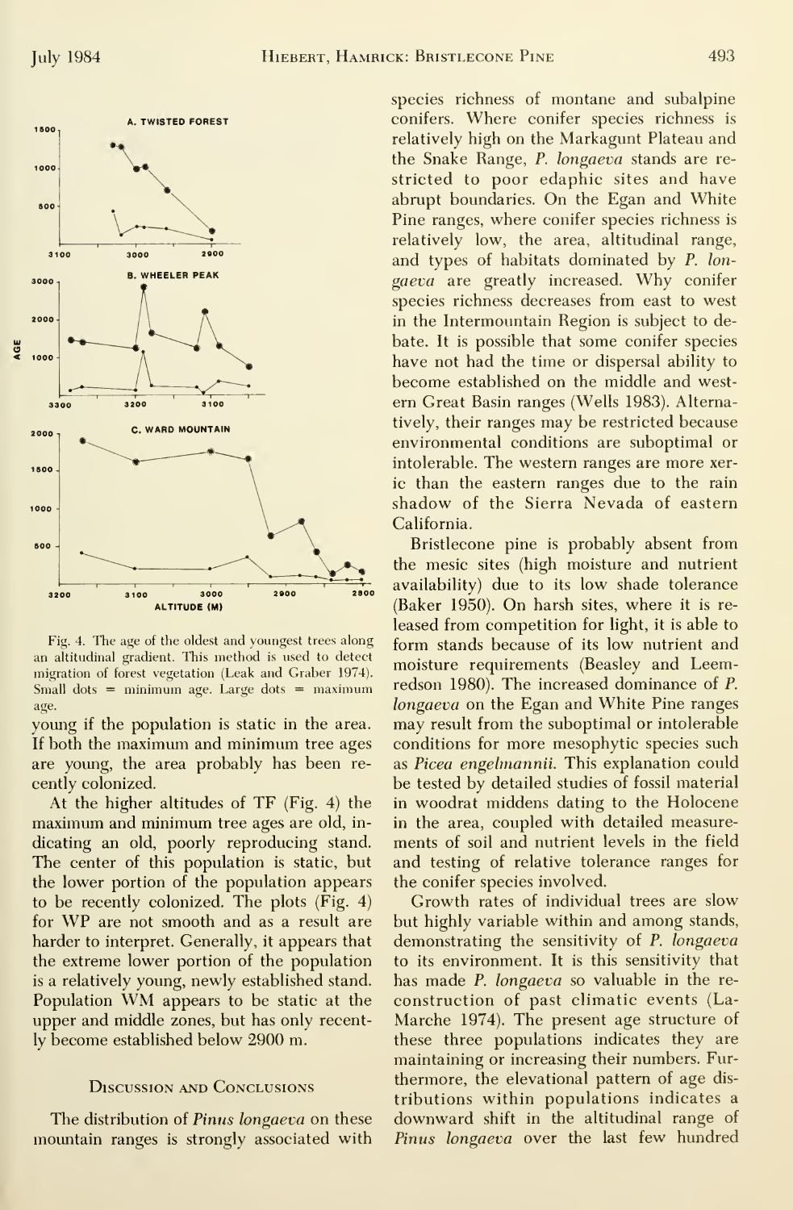Fig. 4. The age of the oldest and youngest trees along an altitudinal gradient. This method is used to detect migration of forest vegetation (Leak and Graber 1974). Small dots = minimum age. Large dots = maximum age.

young if the population is static in the area. If both the maximum and minimum tree ages are young, the area probably has been recently colonized.

At the higher altitudes of TF (Fig. 4) the maximum and minimum tree ages are old, indicating an old, poorly reproducing stand. The center of this population is static, but the lower portion of the population appears to be recently colonized. The plots (Fig. 4) for WP are not smooth and as a result are harder to interpret. Generally, it appears that the extreme lower portion of the population is a relatively young, newly established stand. Population WM appears to be static at the upper and middle zones, but has only recently become established below 2900 m.

## Discussion and Conclusions

The distribution of *Pinus longaeva* on these mountain ranges is strongly associated with species richness of montane and subalpine conifers. Where conifer species richness is relatively high on the Markagunt Plateau and the Snake Range, *P. longaeva* stands are restricted to poor edaphic sites and have abrupt boundaries. On the Egan and White Pine ranges, where conifer species richness is relatively low, the area, altitudinal range, and types of habitats dominated by *P. longaeva* are greatly increased. Why conifer species richness decreases from east to west in the Intermountain Region is subject to debate. It is possible that some conifer species have not had the time or dispersal ability to become established on the middle and western Great Basin ranges (Wells 1983). Alternatively, their ranges may be restricted because environmental conditions are suboptimal or intolerable. The western ranges are more xeric than the eastern ranges due to the rain shadow of the Sierra Nevada of eastern California.

Bristlecone pine is probably absent from the mesic sites (high moisture and nutrient availability) due to its low shade tolerance (Baker 1950). On harsh sites, where it is released from competition for light, it is able to form stands because of its low nutrient and moisture requirements (Beasley and Leemredson 1980). The increased dominance of *P. longaeva* on the Egan and White Pine ranges may result from the suboptimal or intolerable conditions for more mesophytic species such as *Picea engelmannii*. This explanation could be tested by detailed studies of fossil material in woodrat middens dating to the Holocene in the area, coupled with detailed measurements of soil and nutrient levels in the field and testing of relative tolerance ranges for the conifer species involved.

Growth rates of individual trees are slow but highly variable within and among stands, demonstrating the sensitivity of *P. longaeva* to its environment. It is this sensitivity that has made *P. longaeva* so valuable in the reconstruction of past climatic events (LaMarche 1974). The present age structure of these three populations indicates they are maintaining or increasing their numbers. Furthermore, the elevational pattern of age distributions within populations indicates a downward shift in the altitudinal range of *Pinus longaeva* over the last few hundred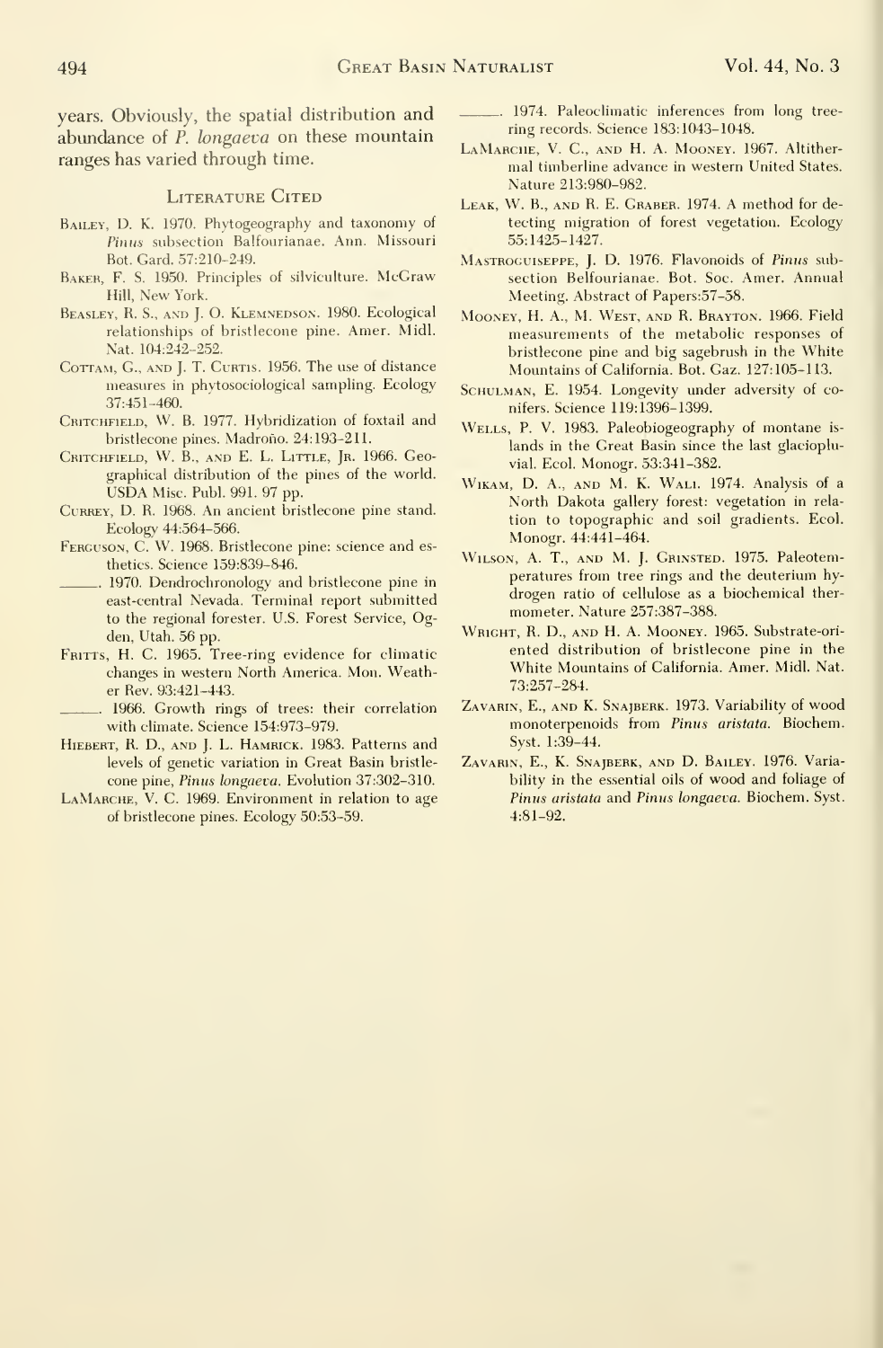years. Obviously, the spatial distribution and abundance of *P. longaeva* on these mountain ranges has varied through time.

## Literature Cited

Bailey, D. K. 1970. Phytogeography and taxonomy of *Pinus* subsection Balfourianae. Ann. Missouri Bot. Gard. 57:210-249.

Baker, F. S. 1950. Principles of silviculture. McGraw Hill, New York.

Beasley, R. S., and J. O. Klemnedson. 1980. Ecological relationships of bristlecone pine. Amer. Midl. Nat. 104:242-252.

Cottam, G., and J. T. Curtis. 1956. The use of distance measures in phytosociological sampling. Ecology 37:451-460.

Critchfield, W. B. 1977. Hybridization of foxtail and bristlecone pines. Madroño. 24:193-211.

Critchfield, W. B., and E. L. Little, Jr. 1966. Geographical distribution of the pines of the world. USDA Misc. Publ. 991. 97 pp.

Currey, D. R. 1968. An ancient bristlecone pine stand. Ecology 44:564-566.

Ferguson, C. W. 1968. Bristlecone pine: science and esthetics. Science 159:839-846.

______. 1970. Dendrochronology and bristlecone pine in east-central Nevada. Terminal report submitted to the regional forester. U.S. Forest Service, Ogden, Utah. 56 pp.

Fritts, H. C. 1965. Tree-ring evidence for climatic changes in western North America. Mon. Weather Rev. 93:421-443.

______. 1966. Growth rings of trees: their correlation with climate. Science 154:973-979.

Hiebert, R. D., and J. L. Hamrick. 1983. Patterns and levels of genetic variation in Great Basin bristlecone pine, *Pinus longaeva*. Evolution 37:302-310.

LaMarche, V. C. 1969. Environment in relation to age of bristlecone pines. Ecology 50:53-59.

______. 1974. Paleoclimatic inferences from long tree-ring records. Science 183:1043-1048.

LaMarche, V. C., and H. A. Mooney. 1967. Altithermal timberline advance in western United States. Nature 213:980-982.

Leak, W. B., and R. E. Graber. 1974. A method for detecting migration of forest vegetation. Ecology 55:1425-1427.

Mastroguiseppe, J. D. 1976. Flavonoids of *Pinus* subsection Belfourianae. Bot. Soc. Amer. Annual Meeting. Abstract of Papers:57-58.

Mooney, H. A., M. West, and R. Brayton. 1966. Field measurements of the metabolic responses of bristlecone pine and big sagebrush in the White Mountains of California. Bot. Gaz. 127:105-113.

Schulman, E. 1954. Longevity under adversity of conifers. Science 119:1396-1399.

Wells, P. V. 1983. Paleobiogeography of montane islands in the Great Basin since the last glaciopluvial. Ecol. Monogr. 53:341-382.

Wikam, D. A., and M. K. Wali. 1974. Analysis of a North Dakota gallery forest: vegetation in relation to topographic and soil gradients. Ecol. Monogr. 44:441-464.

Wilson, A. T., and M. J. Grinsted. 1975. Paleotemperatures from tree rings and the deuterium hydrogen ratio of cellulose as a biochemical thermometer. Nature 257:387-388.

Wright, R. D., and H. A. Mooney. 1965. Substrate-oriented distribution of bristlecone pine in the White Mountains of California. Amer. Midl. Nat. 73:257-284.

Zavarin, E., and K. Snajberk. 1973. Variability of wood monoterpenoids from *Pinus aristata*. Biochem. Syst. 1:39-44.

Zavarin, E., K. Snajberk, and D. Bailey. 1976. Variability in the essential oils of wood and foliage of *Pinus aristata* and *Pinus longaeva*. Biochem. Syst. 4:81-92.